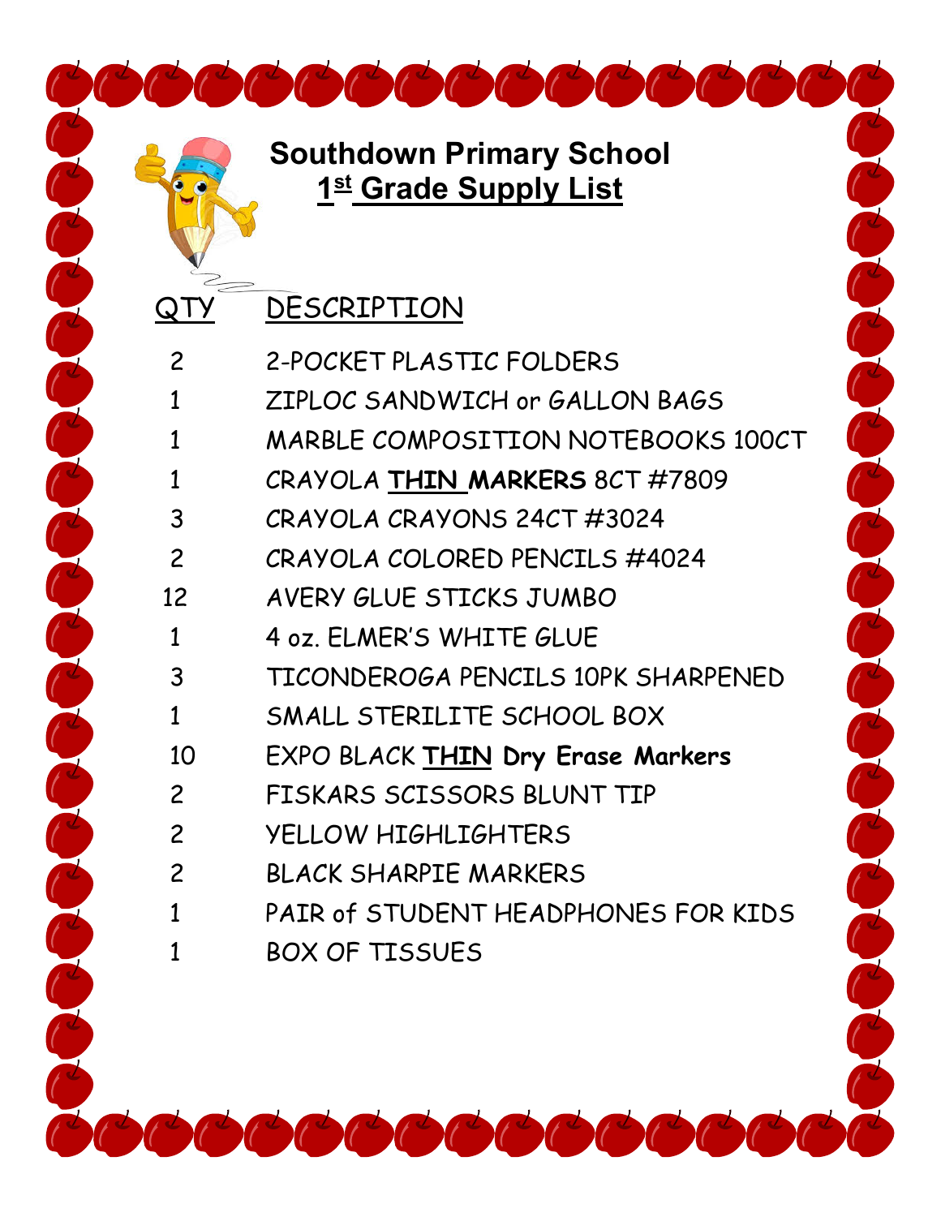# Southdown Primary School

## 1st Grade Supply List

| QTY | DESCRIPTION |
|---|---|
| 2 | 2-POCKET PLASTIC FOLDERS |
| 1 | ZIPLOC SANDWICH or GALLON BAGS |
| 1 | MARBLE COMPOSITION NOTEBOOKS 100CT |
| 1 | CRAYOLA **THIN MARKERS** 8CT #7809 |
| 3 | CRAYOLA CRAYONS 24CT #3024 |
| 2 | CRAYOLA COLORED PENCILS #4024 |
| 12 | AVERY GLUE STICKS JUMBO |
| 1 | 4 oz. ELMER'S WHITE GLUE |
| 3 | TICONDEROGA PENCILS 10PK SHARPENED |
| 1 | SMALL STERILITE SCHOOL BOX |
| 10 | EXPO BLACK **THIN Dry Erase Markers** |
| 2 | FISKARS SCISSORS BLUNT TIP |
| 2 | YELLOW HIGHLIGHTERS |
| 2 | BLACK SHARPIE MARKERS |
| 1 | PAIR of STUDENT HEADPHONES FOR KIDS |
| 1 | BOX OF TISSUES |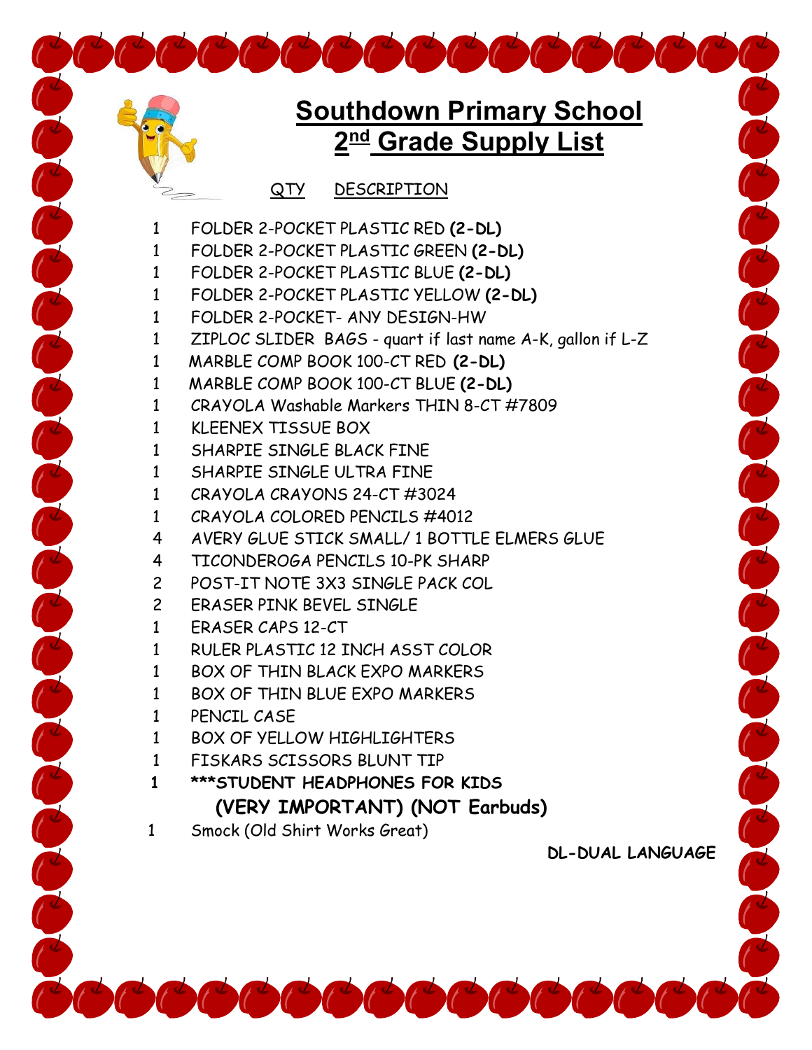# Southdown Primary School
# 2nd Grade Supply List

| QTY | DESCRIPTION |
|---|---|
| 1 | FOLDER 2-POCKET PLASTIC RED **(2-DL)** |
| 1 | FOLDER 2-POCKET PLASTIC GREEN **(2-DL)** |
| 1 | FOLDER 2-POCKET PLASTIC BLUE **(2-DL)** |
| 1 | FOLDER 2-POCKET PLASTIC YELLOW **(2-DL)** |
| 1 | FOLDER 2-POCKET- ANY DESIGN-HW |
| 1 | ZIPLOC SLIDER BAGS - quart if last name A-K, gallon if L-Z |
| 1 | MARBLE COMP BOOK 100-CT RED **(2-DL)** |
| 1 | MARBLE COMP BOOK 100-CT BLUE **(2-DL)** |
| 1 | CRAYOLA Washable Markers THIN 8-CT #7809 |
| 1 | KLEENEX TISSUE BOX |
| 1 | SHARPIE SINGLE BLACK FINE |
| 1 | SHARPIE SINGLE ULTRA FINE |
| 1 | CRAYOLA CRAYONS 24-CT #3024 |
| 1 | CRAYOLA COLORED PENCILS #4012 |
| 4 | AVERY GLUE STICK SMALL/ 1 BOTTLE ELMERS GLUE |
| 4 | TICONDEROGA PENCILS 10-PK SHARP |
| 2 | POST-IT NOTE 3X3 SINGLE PACK COL |
| 2 | ERASER PINK BEVEL SINGLE |
| 1 | ERASER CAPS 12-CT |
| 1 | RULER PLASTIC 12 INCH ASST COLOR |
| 1 | BOX OF THIN BLACK EXPO MARKERS |
| 1 | BOX OF THIN BLUE EXPO MARKERS |
| 1 | PENCIL CASE |
| 1 | BOX OF YELLOW HIGHLIGHTERS |
| 1 | FISKARS SCISSORS BLUNT TIP |
| **1** | **\*\*\*STUDENT HEADPHONES FOR KIDS (VERY IMPORTANT) (NOT Earbuds)** |
| 1 | Smock (Old Shirt Works Great) |

**DL-DUAL LANGUAGE**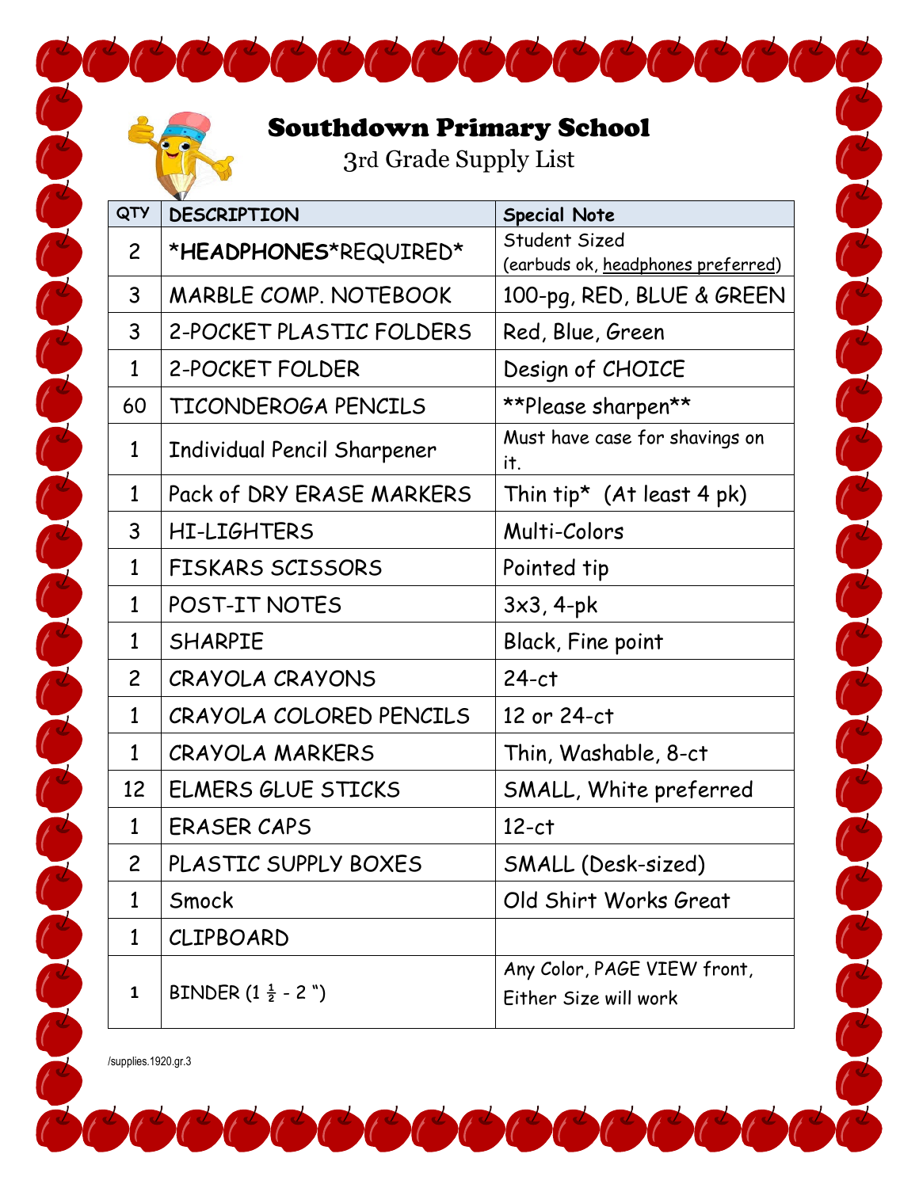# Southdown Primary School

## 3rd Grade Supply List

| QTY | DESCRIPTION | Special Note |
|---|---|---|
| 2 | ***HEADPHONES***REQUIRED* | Student Sized (earbuds ok, headphones preferred) |
| 3 | MARBLE COMP. NOTEBOOK | 100-pg, RED, BLUE & GREEN |
| 3 | 2-POCKET PLASTIC FOLDERS | Red, Blue, Green |
| 1 | 2-POCKET FOLDER | Design of CHOICE |
| 60 | TICONDEROGA PENCILS | **Please sharpen** |
| 1 | Individual Pencil Sharpener | Must have case for shavings on it. |
| 1 | Pack of DRY ERASE MARKERS | Thin tip* (At least 4 pk) |
| 3 | HI-LIGHTERS | Multi-Colors |
| 1 | FISKARS SCISSORS | Pointed tip |
| 1 | POST-IT NOTES | 3x3, 4-pk |
| 1 | SHARPIE | Black, Fine point |
| 2 | CRAYOLA CRAYONS | 24-ct |
| 1 | CRAYOLA COLORED PENCILS | 12 or 24-ct |
| 1 | CRAYOLA MARKERS | Thin, Washable, 8-ct |
| 12 | ELMERS GLUE STICKS | SMALL, White preferred |
| 1 | ERASER CAPS | 12-ct |
| 2 | PLASTIC SUPPLY BOXES | SMALL (Desk-sized) |
| 1 | Smock | Old Shirt Works Great |
| 1 | CLIPBOARD | |
| 1 | BINDER (1 ½ - 2 ") | Any Color, PAGE VIEW front, Either Size will work |

/supplies.1920.gr.3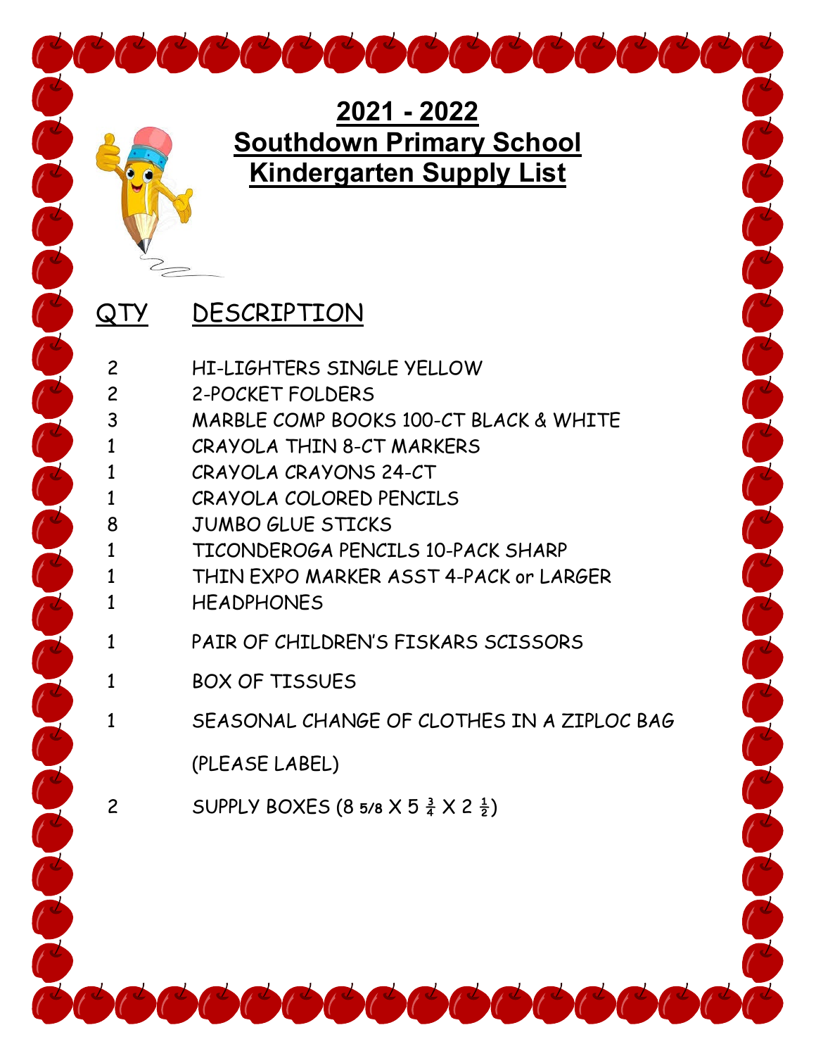# 2021 - 2022
# Southdown Primary School
# Kindergarten Supply List

| QTY | DESCRIPTION |
|---|---|
| 2 | HI-LIGHTERS SINGLE YELLOW |
| 2 | 2-POCKET FOLDERS |
| 3 | MARBLE COMP BOOKS 100-CT BLACK & WHITE |
| 1 | CRAYOLA THIN 8-CT MARKERS |
| 1 | CRAYOLA CRAYONS 24-CT |
| 1 | CRAYOLA COLORED PENCILS |
| 8 | JUMBO GLUE STICKS |
| 1 | TICONDEROGA PENCILS 10-PACK SHARP |
| 1 | THIN EXPO MARKER ASST 4-PACK or LARGER |
| 1 | HEADPHONES |
| 1 | PAIR OF CHILDREN'S FISKARS SCISSORS |
| 1 | BOX OF TISSUES |
| 1 | SEASONAL CHANGE OF CLOTHES IN A ZIPLOC BAG (PLEASE LABEL) |
| 2 | SUPPLY BOXES (8 5/8 X 5 ¾ X 2 ½) |